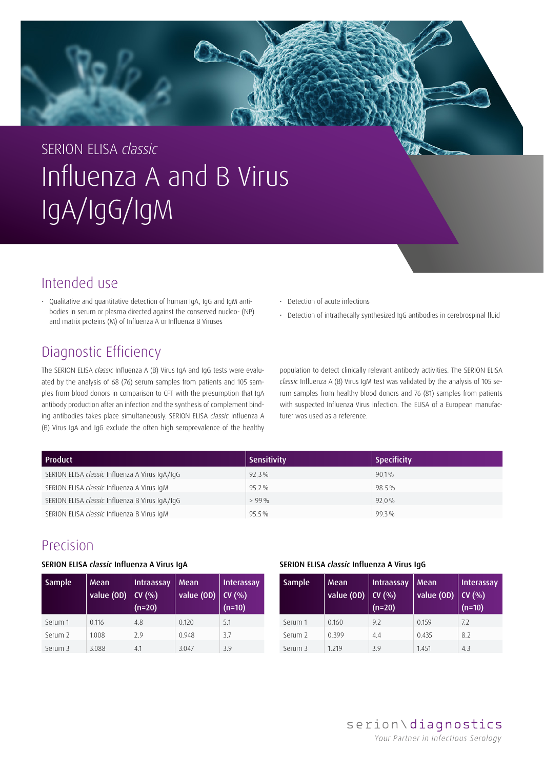SERION ELISA *classic*

# Influenza A and B Virus IgA/IgG/IgM

## Intended use

- Qualitative and quantitative detection of human IgA, IgG and IgM antibodies in serum or plasma directed against the conserved nucleo- (NP) and matrix proteins (M) of Influenza A or Influenza B Viruses
- Detection of acute infections
- Detection of intrathecally synthesized IgG antibodies in cerebrospinal fluid

## Diagnostic Efficiency

The SERION ELISA *classic* Influenza A (B) Virus IgA and IgG tests were evaluated by the analysis of 68 (76) serum samples from patients and 105 samples from blood donors in comparison to CFT with the presumption that IgA antibody production after an infection and the synthesis of complement binding antibodies takes place simultaneously. SERION ELISA *classic* Influenza A (B) Virus IgA and IgG exclude the often high seroprevalence of the healthy population to detect clinically relevant antibody activities. The SERION ELISA *classic* Influenza A (B) Virus IgM test was validated by the analysis of 105 serum samples from healthy blood donors and 76 (81) samples from patients with suspected Influenza Virus infection. The ELISA of a European manufacturer was used as a reference.

| Product | Sensitivity | Specificity |
|---|---|---|
| SERION ELISA *classic* Influenza A Virus IgA/IgG | 92.3% | 90.1% |
| SERION ELISA *classic* Influenza A Virus IgM | 95.2% | 98.5% |
| SERION ELISA *classic* Influenza B Virus IgA/IgG | > 99% | 92.0% |
| SERION ELISA *classic* Influenza B Virus IgM | 95.5% | 99.3% |

## Precision

**SERION ELISA *classic* Influenza A Virus IgA**

| Sample | Mean value (OD) | Intraassay CV (%) (n=20) | Mean value (OD) | Interassay CV (%) (n=10) |
|---|---|---|---|---|
| Serum 1 | 0.116 | 4.8 | 0.120 | 5.1 |
| Serum 2 | 1.008 | 2.9 | 0.948 | 3.7 |
| Serum 3 | 3.088 | 4.1 | 3.047 | 3.9 |

**SERION ELISA *classic* Influenza A Virus IgG**

| Sample | Mean value (OD) | Intraassay CV (%) (n=20) | Mean value (OD) | Interassay CV (%) (n=10) |
|---|---|---|---|---|
| Serum 1 | 0.160 | 9.2 | 0.159 | 7.2 |
| Serum 2 | 0.399 | 4.4 | 0.435 | 8.2 |
| Serum 3 | 1.219 | 3.9 | 1.451 | 4.3 |

serion\diagnostics

*Your Partner in Infectious Serology*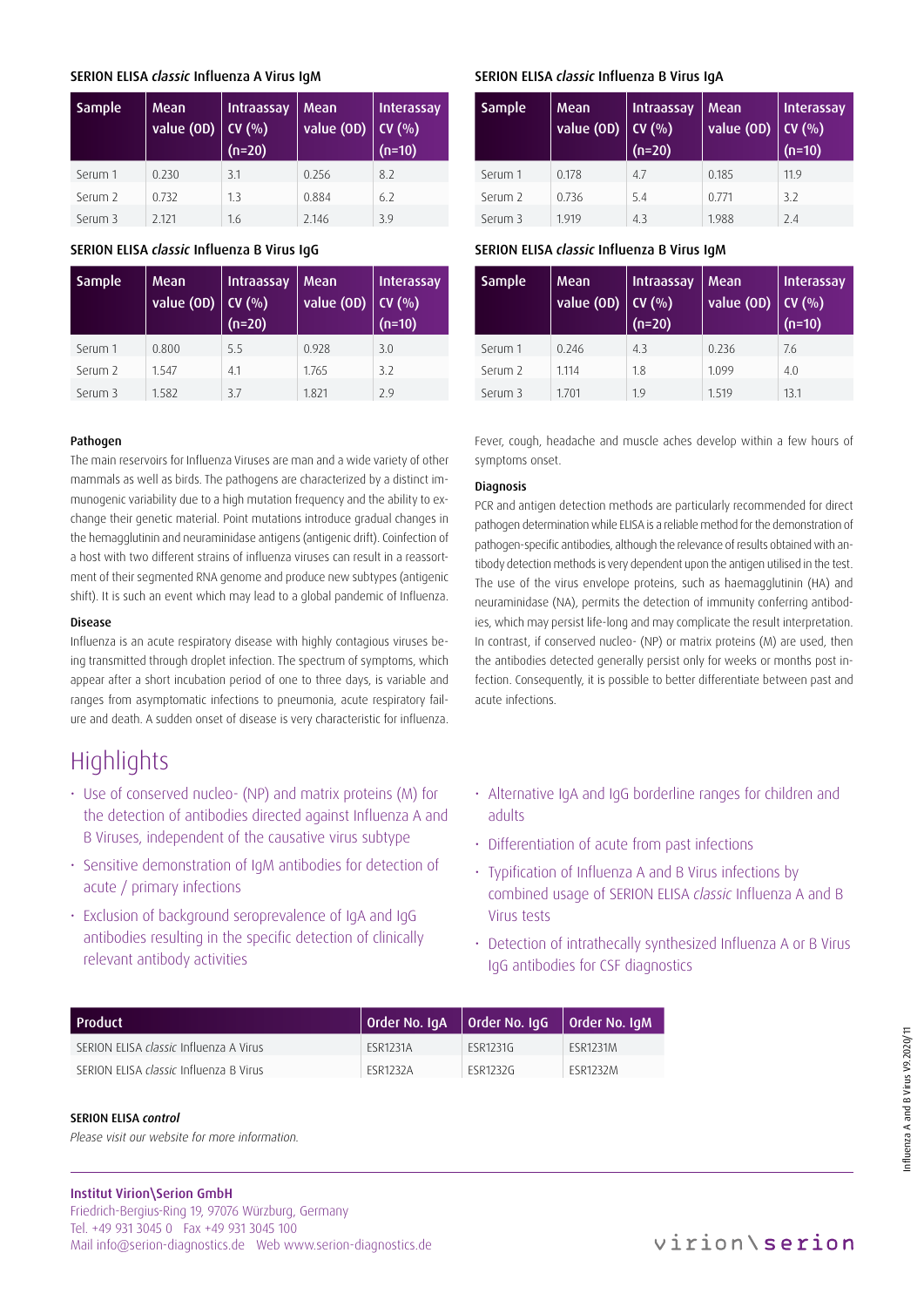### SERION ELISA *classic* Influenza A Virus IgM

| Sample | Mean value (OD) | Intraassay CV (%) (n=20) | Mean value (OD) | Interassay CV (%) (n=10) |
|---|---|---|---|---|
| Serum 1 | 0.230 | 3.1 | 0.256 | 8.2 |
| Serum 2 | 0.732 | 1.3 | 0.884 | 6.2 |
| Serum 3 | 2.121 | 1.6 | 2.146 | 3.9 |

### SERION ELISA *classic* Influenza B Virus IgG

| Sample | Mean value (OD) | Intraassay CV (%) (n=20) | Mean value (OD) | Interassay CV (%) (n=10) |
|---|---|---|---|---|
| Serum 1 | 0.800 | 5.5 | 0.928 | 3.0 |
| Serum 2 | 1.547 | 4.1 | 1.765 | 3.2 |
| Serum 3 | 1.582 | 3.7 | 1.821 | 2.9 |

### SERION ELISA *classic* Influenza B Virus IgA

| Sample | Mean value (OD) | Intraassay CV (%) (n=20) | Mean value (OD) | Interassay CV (%) (n=10) |
|---|---|---|---|---|
| Serum 1 | 0.178 | 4.7 | 0.185 | 11.9 |
| Serum 2 | 0.736 | 5.4 | 0.771 | 3.2 |
| Serum 3 | 1.919 | 4.3 | 1.988 | 2.4 |

### SERION ELISA *classic* Influenza B Virus IgM

| Sample | Mean value (OD) | Intraassay CV (%) (n=20) | Mean value (OD) | Interassay CV (%) (n=10) |
|---|---|---|---|---|
| Serum 1 | 0.246 | 4.3 | 0.236 | 7.6 |
| Serum 2 | 1.114 | 1.8 | 1.099 | 4.0 |
| Serum 3 | 1.701 | 1.9 | 1.519 | 13.1 |

### Pathogen

The main reservoirs for Influenza Viruses are man and a wide variety of other mammals as well as birds. The pathogens are characterized by a distinct immunogenic variability due to a high mutation frequency and the ability to exchange their genetic material. Point mutations introduce gradual changes in the hemagglutinin and neuraminidase antigens (antigenic drift). Coinfection of a host with two different strains of influenza viruses can result in a reassortment of their segmented RNA genome and produce new subtypes (antigenic shift). It is such an event which may lead to a global pandemic of Influenza.

### Disease

Influenza is an acute respiratory disease with highly contagious viruses being transmitted through droplet infection. The spectrum of symptoms, which appear after a short incubation period of one to three days, is variable and ranges from asymptomatic infections to pneumonia, acute respiratory failure and death. A sudden onset of disease is very characteristic for influenza. Fever, cough, headache and muscle aches develop within a few hours of symptoms onset.

### Diagnosis

PCR and antigen detection methods are particularly recommended for direct pathogen determination while ELISA is a reliable method for the demonstration of pathogen-specific antibodies, although the relevance of results obtained with antibody detection methods is very dependent upon the antigen utilised in the test. The use of the virus envelope proteins, such as haemagglutinin (HA) and neuraminidase (NA), permits the detection of immunity conferring antibodies, which may persist life-long and may complicate the result interpretation. In contrast, if conserved nucleo- (NP) or matrix proteins (M) are used, then the antibodies detected generally persist only for weeks or months post infection. Consequently, it is possible to better differentiate between past and acute infections.

## Highlights

- Use of conserved nucleo- (NP) and matrix proteins (M) for the detection of antibodies directed against Influenza A and B Viruses, independent of the causative virus subtype
- Sensitive demonstration of IgM antibodies for detection of acute / primary infections
- Exclusion of background seroprevalence of IgA and IgG antibodies resulting in the specific detection of clinically relevant antibody activities
- Alternative IgA and IgG borderline ranges for children and adults
- Differentiation of acute from past infections
- Typification of Influenza A and B Virus infections by combined usage of SERION ELISA *classic* Influenza A and B Virus tests
- Detection of intrathecally synthesized Influenza A or B Virus IgG antibodies for CSF diagnostics

| Product | Order No. IgA | Order No. IgG | Order No. IgM |
|---|---|---|---|
| SERION ELISA *classic* Influenza A Virus | ESR1231A | ESR1231G | ESR1231M |
| SERION ELISA *classic* Influenza B Virus | ESR1232A | ESR1232G | ESR1232M |

**SERION ELISA *control***

*Please visit our website for more information.*

**Institut Virion\Serion GmbH**
Friedrich-Bergius-Ring 19, 97076 Würzburg, Germany
Tel. +49 931 3045 0 Fax +49 931 3045 100
Mail info@serion-diagnostics.de Web www.serion-diagnostics.de

virion\serion

Influenza A and B Virus V9.2020/11